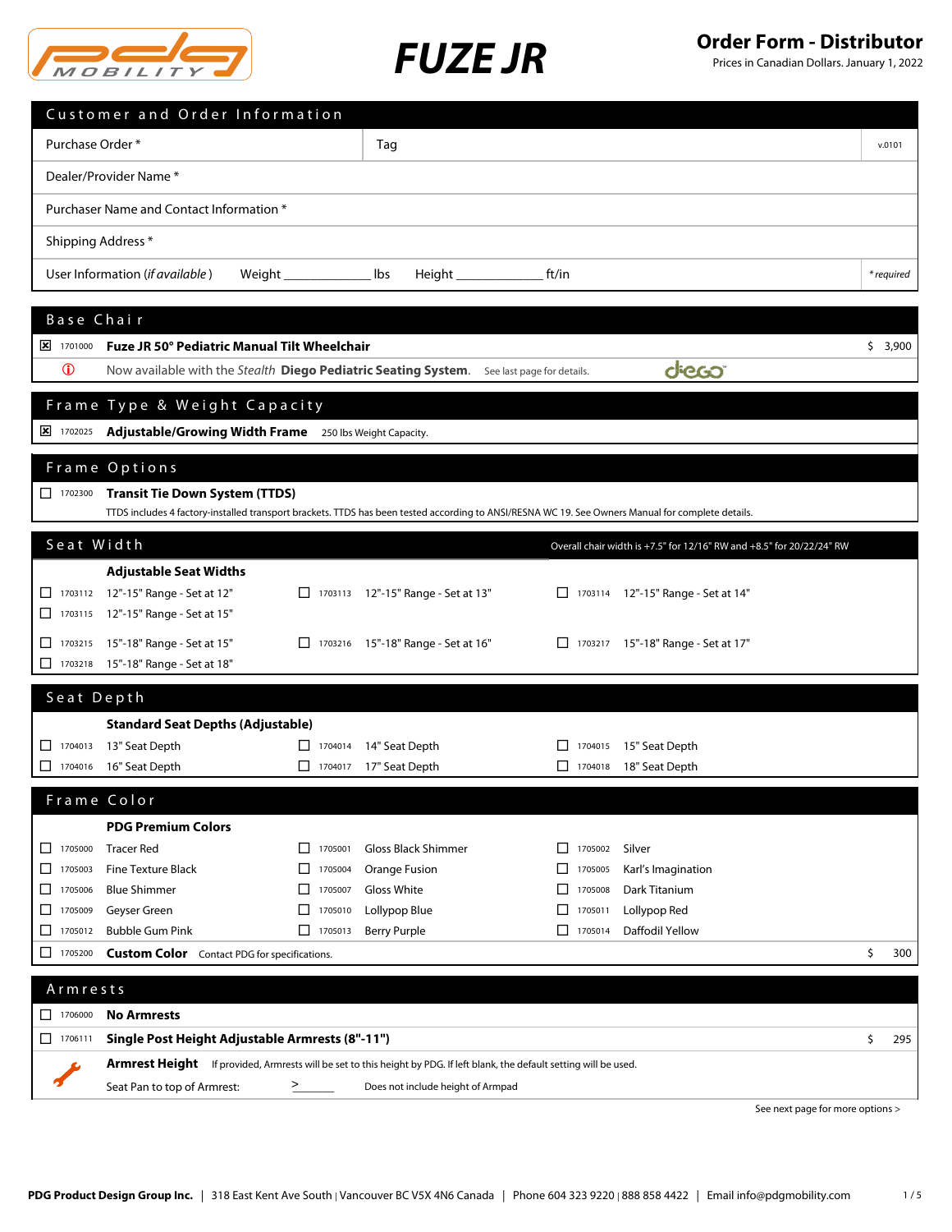# FUZE JR

## Order Form - Distributor

Prices in Canadian Dollars. January 1, 2022

## Customer and Order Information

| | | |
|---|---|---|
| Purchase Order * | Tag | v.0101 |
| Dealer/Provider Name * | | |
| Purchaser Name and Contact Information * | | |
| Shipping Address * | | |
| User Information (*if available*) Weight ____________ lbs Height ____________ ft/in | | *\* required* |

## Base Chair

| | | | |
|---|---|---|---|
| ☒ | 1701000 | **Fuze JR 50° Pediatric Manual Tilt Wheelchair** | $ 3,900 |
| ⓘ | | Now available with the *Stealth* **Diego Pediatric Seating System.** See last page for details. | |

## Frame Type & Weight Capacity

☒ 1702025 **Adjustable/Growing Width Frame** 250 lbs Weight Capacity.

## Frame Options

☐ 1702300 **Transit Tie Down System (TTDS)**

TTDS includes 4 factory-installed transport brackets. TTDS has been tested according to ANSI/RESNA WC 19. See Owners Manual for complete details.

## Seat Width

Overall chair width is +7.5" for 12/16" RW and +8.5" for 20/22/24" RW

**Adjustable Seat Widths**

| | | |
|---|---|---|
| ☐ 1703112 12"-15" Range - Set at 12" | ☐ 1703113 12"-15" Range - Set at 13" | ☐ 1703114 12"-15" Range - Set at 14" |
| ☐ 1703115 12"-15" Range - Set at 15" | | |
| ☐ 1703215 15"-18" Range - Set at 15" | ☐ 1703216 15"-18" Range - Set at 16" | ☐ 1703217 15"-18" Range - Set at 17" |
| ☐ 1703218 15"-18" Range - Set at 18" | | |

## Seat Depth

**Standard Seat Depths (Adjustable)**

| | | |
|---|---|---|
| ☐ 1704013 13" Seat Depth | ☐ 1704014 14" Seat Depth | ☐ 1704015 15" Seat Depth |
| ☐ 1704016 16" Seat Depth | ☐ 1704017 17" Seat Depth | ☐ 1704018 18" Seat Depth |

## Frame Color

**PDG Premium Colors**

| | | |
|---|---|---|
| ☐ 1705000 Tracer Red | ☐ 1705001 Gloss Black Shimmer | ☐ 1705002 Silver |
| ☐ 1705003 Fine Texture Black | ☐ 1705004 Orange Fusion | ☐ 1705005 Karl's Imagination |
| ☐ 1705006 Blue Shimmer | ☐ 1705007 Gloss White | ☐ 1705008 Dark Titanium |
| ☐ 1705009 Geyser Green | ☐ 1705010 Lollypop Blue | ☐ 1705011 Lollypop Red |
| ☐ 1705012 Bubble Gum Pink | ☐ 1705013 Berry Purple | ☐ 1705014 Daffodil Yellow |

☐ 1705200 **Custom Color** Contact PDG for specifications. $ 300

## Armrests

| | | | |
|---|---|---|---|
| ☐ | 1706000 | **No Armrests** | |
| ☐ | 1706111 | **Single Post Height Adjustable Armrests (8"-11")** | $ 295 |

**Armrest Height** If provided, Armrests will be set to this height by PDG. If left blank, the default setting will be used.

Seat Pan to top of Armrest: > ______ Does not include height of Armpad

See next page for more options >

PDG Product Design Group Inc. | 318 East Kent Ave South | Vancouver BC V5X 4N6 Canada | Phone 604 323 9220 | 888 858 4422 | Email info@pdgmobility.com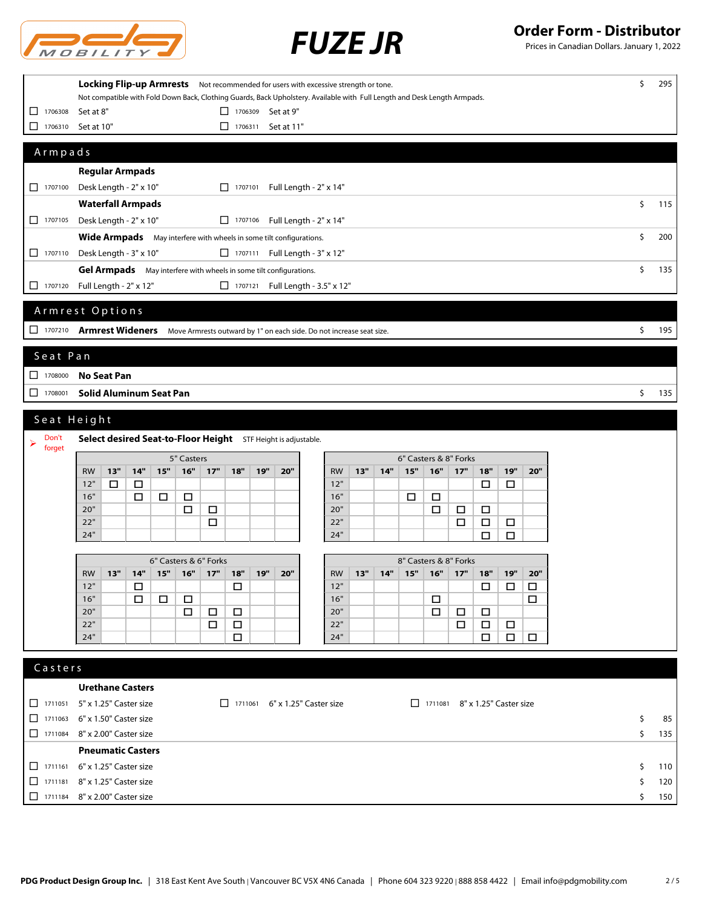| | | | Price |
|---|---|---|---|
| | **Locking Flip-up Armrests** Not recommended for users with excessive strength or tone. Not compatible with Fold Down Back, Clothing Guards, Back Upholstery. Available with Full Length and Desk Length Armpads. | | $ 295 |
| ☐ 1706308 | Set at 8" | ☐ 1706309 Set at 9" | |
| ☐ 1706310 | Set at 10" | ☐ 1706311 Set at 11" | |

## Armpads

| | | | Price |
|---|---|---|---|
| | **Regular Armpads** | | |
| ☐ 1707100 | Desk Length - 2" x 10" | ☐ 1707101 Full Length - 2" x 14" | |
| | **Waterfall Armpads** | | $ 115 |
| ☐ 1707105 | Desk Length - 2" x 10" | ☐ 1707106 Full Length - 2" x 14" | |
| | **Wide Armpads** May interfere with wheels in some tilt configurations. | | $ 200 |
| ☐ 1707110 | Desk Length - 3" x 10" | ☐ 1707111 Full Length - 3" x 12" | |
| | **Gel Armpads** May interfere with wheels in some tilt configurations. | | $ 135 |
| ☐ 1707120 | Full Length - 2" x 12" | ☐ 1707121 Full Length - 3.5" x 12" | |

## Armrest Options

| | | Price |
|---|---|---|
| ☐ 1707210 | **Armrest Wideners** Move Armrests outward by 1" on each side. Do not increase seat size. | $ 195 |

## Seat Pan

| | | Price |
|---|---|---|
| ☐ 1708000 | **No Seat Pan** | |
| ☐ 1708001 | **Solid Aluminum Seat Pan** | $ 135 |

## Seat Height

➤ Don't forget — **Select desired Seat-to-Floor Height** STF Height is adjustable.

**5" Casters**

| RW | 13" | 14" | 15" | 16" | 17" | 18" | 19" | 20" |
|---|---|---|---|---|---|---|---|---|
| 12" | ☐ | ☐ | | | | | | |
| 16" | | ☐ | ☐ | ☐ | | | | |
| 20" | | | | ☐ | ☐ | | | |
| 22" | | | | | ☐ | | | |
| 24" | | | | | | | | |

**6" Casters & 8" Forks**

| RW | 13" | 14" | 15" | 16" | 17" | 18" | 19" | 20" |
|---|---|---|---|---|---|---|---|---|
| 12" | | | | | | ☐ | ☐ | |
| 16" | | | ☐ | ☐ | | | | |
| 20" | | | | ☐ | ☐ | ☐ | | |
| 22" | | | | | ☐ | ☐ | ☐ | |
| 24" | | | | | | ☐ | ☐ | |

**6" Casters & 6" Forks**

| RW | 13" | 14" | 15" | 16" | 17" | 18" | 19" | 20" |
|---|---|---|---|---|---|---|---|---|
| 12" | | ☐ | | | | ☐ | | |
| 16" | | ☐ | ☐ | ☐ | | | | |
| 20" | | | | ☐ | ☐ | ☐ | | |
| 22" | | | | | ☐ | ☐ | | |
| 24" | | | | | | ☐ | | |

**8" Casters & 8" Forks**

| RW | 13" | 14" | 15" | 16" | 17" | 18" | 19" | 20" |
|---|---|---|---|---|---|---|---|---|
| 12" | | | | | | ☐ | ☐ | ☐ |
| 16" | | | | ☐ | | | | ☐ |
| 20" | | | | ☐ | ☐ | ☐ | | |
| 22" | | | | | ☐ | ☐ | ☐ | |
| 24" | | | | | | ☐ | ☐ | ☐ |

## Casters

| | | | | Price |
|---|---|---|---|---|
| | **Urethane Casters** | | | |
| ☐ 1711051 | 5" x 1.25" Caster size | ☐ 1711061 6" x 1.25" Caster size | ☐ 1711081 8" x 1.25" Caster size | |
| ☐ 1711063 | 6" x 1.50" Caster size | | | $ 85 |
| ☐ 1711084 | 8" x 2.00" Caster size | | | $ 135 |
| | **Pneumatic Casters** | | | |
| ☐ 1711161 | 6" x 1.25" Caster size | | | $ 110 |
| ☐ 1711181 | 8" x 1.25" Caster size | | | $ 120 |
| ☐ 1711184 | 8" x 2.00" Caster size | | | $ 150 |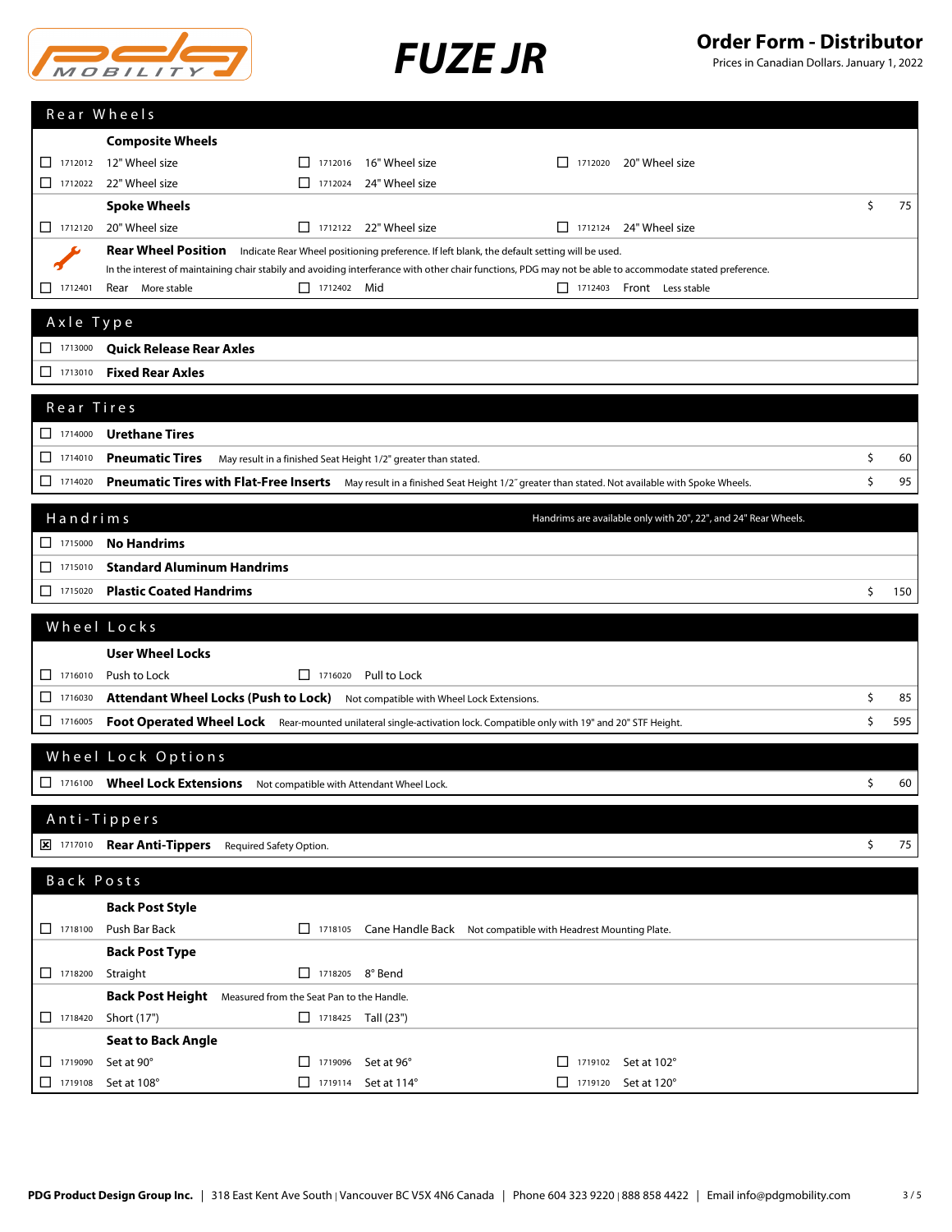# FUZE JR

**Order Form - Distributor**
Prices in Canadian Dollars. January 1, 2022

## Rear Wheels

**Composite Wheels**

- ☐ 1712012 12" Wheel size
- ☐ 1712016 16" Wheel size
- ☐ 1712020 20" Wheel size
- ☐ 1712022 22" Wheel size
- ☐ 1712024 24" Wheel size

**Spoke Wheels** — $ 75

- ☐ 1712120 20" Wheel size
- ☐ 1712122 22" Wheel size
- ☐ 1712124 24" Wheel size

**Rear Wheel Position** Indicate Rear Wheel positioning preference. If left blank, the default setting will be used.
In the interest of maintaining chair stabily and avoiding interference with other chair functions, PDG may not be able to accommodate stated preference.

- ☐ 1712401 Rear More stable
- ☐ 1712402 Mid
- ☐ 1712403 Front Less stable

## Axle Type

- ☐ 1713000 **Quick Release Rear Axles**
- ☐ 1713010 **Fixed Rear Axles**

## Rear Tires

| | Code | Option | Price |
|---|---|---|---|
| ☐ | 1714000 | **Urethane Tires** | |
| ☐ | 1714010 | **Pneumatic Tires** May result in a finished Seat Height 1/2" greater than stated. | $ 60 |
| ☐ | 1714020 | **Pneumatic Tires with Flat-Free Inserts** May result in a finished Seat Height 1/2" greater than stated. Not available with Spoke Wheels. | $ 95 |

## Handrims

Handrims are available only with 20", 22", and 24" Rear Wheels.

| | Code | Option | Price |
|---|---|---|---|
| ☐ | 1715000 | **No Handrims** | |
| ☐ | 1715010 | **Standard Aluminum Handrims** | |
| ☐ | 1715020 | **Plastic Coated Handrims** | $ 150 |

## Wheel Locks

**User Wheel Locks**

- ☐ 1716010 Push to Lock
- ☐ 1716020 Pull to Lock

| | Code | Option | Price |
|---|---|---|---|
| ☐ | 1716030 | **Attendant Wheel Locks (Push to Lock)** Not compatible with Wheel Lock Extensions. | $ 85 |
| ☐ | 1716005 | **Foot Operated Wheel Lock** Rear-mounted unilateral single-activation lock. Compatible only with 19" and 20" STF Height. | $ 595 |

## Wheel Lock Options

| | Code | Option | Price |
|---|---|---|---|
| ☐ | 1716100 | **Wheel Lock Extensions** Not compatible with Attendant Wheel Lock. | $ 60 |

## Anti-Tippers

| | Code | Option | Price |
|---|---|---|---|
| ☒ | 1717010 | **Rear Anti-Tippers** Required Safety Option. | $ 75 |

## Back Posts

**Back Post Style**

- ☐ 1718100 Push Bar Back
- ☐ 1718105 Cane Handle Back Not compatible with Headrest Mounting Plate.

**Back Post Type**

- ☐ 1718200 Straight
- ☐ 1718205 8° Bend

**Back Post Height** Measured from the Seat Pan to the Handle.

- ☐ 1718420 Short (17")
- ☐ 1718425 Tall (23")

**Seat to Back Angle**

- ☐ 1719090 Set at 90°
- ☐ 1719096 Set at 96°
- ☐ 1719102 Set at 102°
- ☐ 1719108 Set at 108°
- ☐ 1719114 Set at 114°
- ☐ 1719120 Set at 120°

**PDG Product Design Group Inc.** | 318 East Kent Ave South | Vancouver BC V5X 4N6 Canada | Phone 604 323 9220 | 888 858 4422 | Email info@pdgmobility.com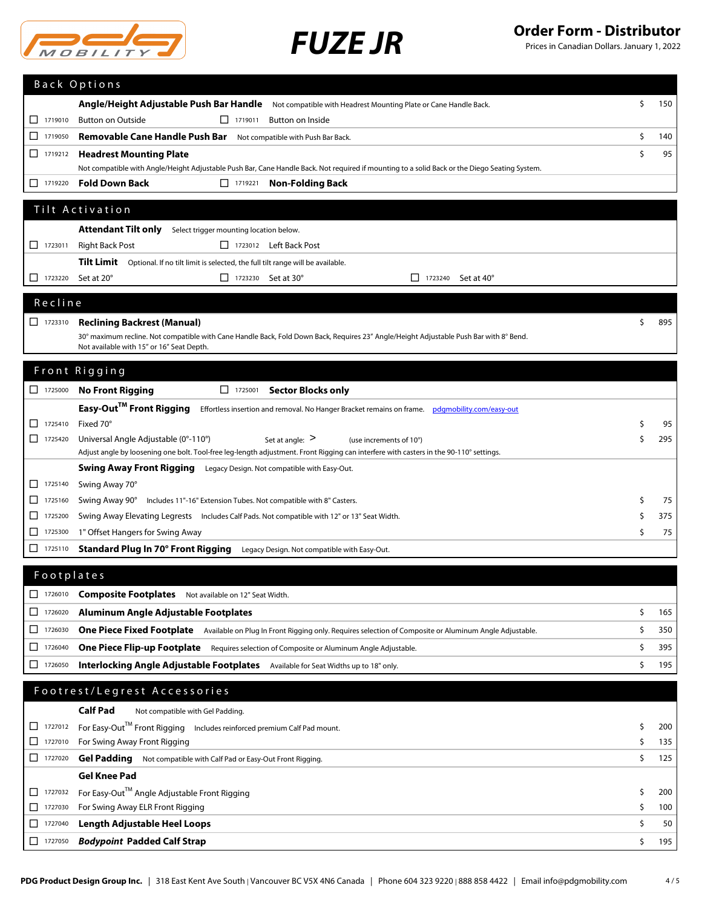# FUZE JR

## Order Form - Distributor

Prices in Canadian Dollars. January 1, 2022

## Back Options

| Code | Item | Notes | Price |
|---|---|---|---|
| | **Angle/Height Adjustable Push Bar Handle** | Not compatible with Headrest Mounting Plate or Cane Handle Back. | $ 150 |
| ☐ 1719010 | Button on Outside | ☐ 1719011 Button on Inside | |
| ☐ 1719050 | **Removable Cane Handle Push Bar** | Not compatible with Push Bar Back. | $ 140 |
| ☐ 1719212 | **Headrest Mounting Plate** | Not compatible with Angle/Height Adjustable Push Bar, Cane Handle Back. Not required if mounting to a solid Back or the Diego Seating System. | $ 95 |
| ☐ 1719220 | **Fold Down Back** | ☐ 1719221 **Non-Folding Back** | |

## Tilt Activation

| Code | Item | Notes | Price |
|---|---|---|---|
| | **Attendant Tilt only** | Select trigger mounting location below. | |
| ☐ 1723011 | Right Back Post | ☐ 1723012 Left Back Post | |
| | **Tilt Limit** | Optional. If no tilt limit is selected, the full tilt range will be available. | |
| ☐ 1723220 | Set at 20° | ☐ 1723230 Set at 30° ☐ 1723240 Set at 40° | |

## Recline

| Code | Item | Notes | Price |
|---|---|---|---|
| ☐ 1723310 | **Reclining Backrest (Manual)** | 30° maximum recline. Not compatible with Cane Handle Back, Fold Down Back, Requires 23" Angle/Height Adjustable Push Bar with 8° Bend. Not available with 15" or 16" Seat Depth. | $ 895 |

## Front Rigging

| Code | Item | Notes | Price |
|---|---|---|---|
| ☐ 1725000 | **No Front Rigging** | ☐ 1725001 **Sector Blocks only** | |
| | **Easy-Out™ Front Rigging** | Effortless insertion and removal. No Hanger Bracket remains on frame. pdgmobility.com/easy-out | |
| ☐ 1725410 | Fixed 70° | | $ 95 |
| ☐ 1725420 | Universal Angle Adjustable (0°-110°) | Set at angle: > (use increments of 10°). Adjust angle by loosening one bolt. Tool-free leg-length adjustment. Front Rigging can interfere with casters in the 90-110° settings. | $ 295 |
| | **Swing Away Front Rigging** | Legacy Design. Not compatible with Easy-Out. | |
| ☐ 1725140 | Swing Away 70° | | |
| ☐ 1725160 | Swing Away 90° | Includes 11"-16" Extension Tubes. Not compatible with 8" Casters. | $ 75 |
| ☐ 1725200 | Swing Away Elevating Legrests | Includes Calf Pads. Not compatible with 12" or 13" Seat Width. | $ 375 |
| ☐ 1725300 | 1" Offset Hangers for Swing Away | | $ 75 |
| ☐ 1725110 | **Standard Plug In 70° Front Rigging** | Legacy Design. Not compatible with Easy-Out. | |

## Footplates

| Code | Item | Notes | Price |
|---|---|---|---|
| ☐ 1726010 | **Composite Footplates** | Not available on 12" Seat Width. | |
| ☐ 1726020 | **Aluminum Angle Adjustable Footplates** | | $ 165 |
| ☐ 1726030 | **One Piece Fixed Footplate** | Available on Plug In Front Rigging only. Requires selection of Composite or Aluminum Angle Adjustable. | $ 350 |
| ☐ 1726040 | **One Piece Flip-up Footplate** | Requires selection of Composite or Aluminum Angle Adjustable. | $ 395 |
| ☐ 1726050 | **Interlocking Angle Adjustable Footplates** | Available for Seat Widths up to 18" only. | $ 195 |

## Footrest/Legrest Accessories

| Code | Item | Notes | Price |
|---|---|---|---|
| | **Calf Pad** | Not compatible with Gel Padding. | |
| ☐ 1727012 | For Easy-Out™ Front Rigging | Includes reinforced premium Calf Pad mount. | $ 200 |
| ☐ 1727010 | For Swing Away Front Rigging | | $ 135 |
| ☐ 1727020 | **Gel Padding** | Not compatible with Calf Pad or Easy-Out Front Rigging. | $ 125 |
| | **Gel Knee Pad** | | |
| ☐ 1727032 | For Easy-Out™ Angle Adjustable Front Rigging | | $ 200 |
| ☐ 1727030 | For Swing Away ELR Front Rigging | | $ 100 |
| ☐ 1727040 | **Length Adjustable Heel Loops** | | $ 50 |
| ☐ 1727050 | ***Bodypoint* Padded Calf Strap** | | $ 195 |

**PDG Product Design Group Inc.** | 318 East Kent Ave South | Vancouver BC V5X 4N6 Canada | Phone 604 323 9220 | 888 858 4422 | Email info@pdgmobility.com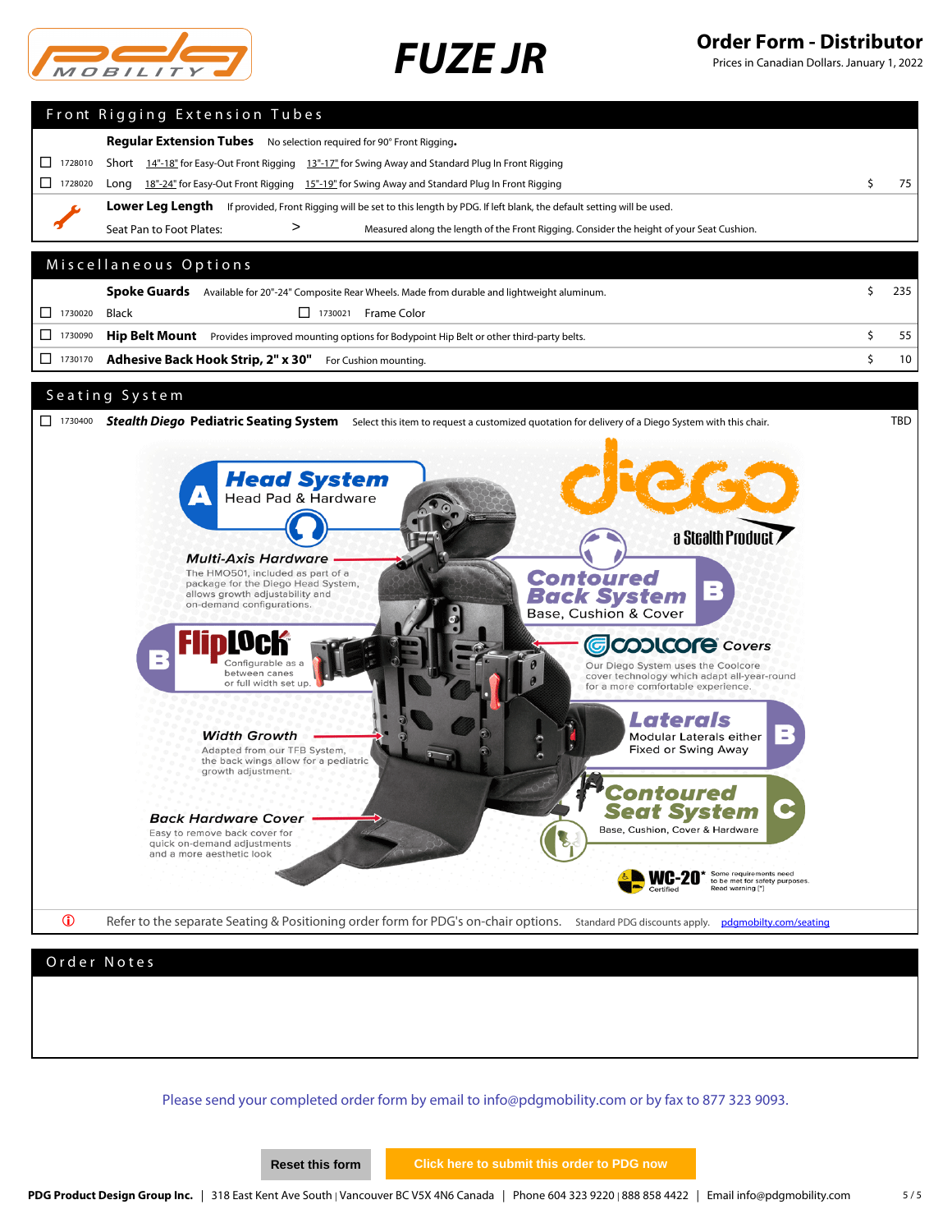# FUZE JR

**Order Form - Distributor**
Prices in Canadian Dollars. January 1, 2022

## Front Rigging Extension Tubes

**Regular Extension Tubes** No selection required for 90° Front Rigging.

| | | | | |
|---|---|---|---|---|
| ☐ | 1728010 | Short | 14"-18" for Easy-Out Front Rigging 13"-17" for Swing Away and Standard Plug In Front Rigging | |
| ☐ | 1728020 | Long | 18"-24" for Easy-Out Front Rigging 15"-19" for Swing Away and Standard Plug In Front Rigging | $ 75 |

**Lower Leg Length** If provided, Front Rigging will be set to this length by PDG. If left blank, the default setting will be used.

Seat Pan to Foot Plates: > Measured along the length of the Front Rigging. Consider the height of your Seat Cushion.

## Miscellaneous Options

**Spoke Guards** Available for 20"-24" Composite Rear Wheels. Made from durable and lightweight aluminum. $ 235

| | | | |
|---|---|---|---|
| ☐ | 1730020 | Black | |
| ☐ | 1730021 | Frame Color | |
| ☐ | 1730090 | **Hip Belt Mount** Provides improved mounting options for Bodypoint Hip Belt or other third-party belts. | $ 55 |
| ☐ | 1730170 | **Adhesive Back Hook Strip, 2" x 30"** For Cushion mounting. | $ 10 |

## Seating System

☐ 1730400 ***Stealth Diego* Pediatric Seating System** Select this item to request a customized quotation for delivery of a Diego System with this chair. TBD

diego — a Stealth Product

**A Head System** — Head Pad & Hardware

**Multi-Axis Hardware** — The HMO501, included as part of a package for the Diego Head System, allows growth adjustability and on-demand configurations.

**B Contoured Back System** — Base, Cushion & Cover

**B FlipLoch** — Configurable as a between canes or full width set up.

**Coolcore Covers** — Our Diego System uses the Coolcore cover technology which adapt all-year-round for a more comfortable experience.

**Width Growth** — Adapted from our TFB System, the back wings allow for a pediatric growth adjustment.

**B Laterals** — Modular Laterals either Fixed or Swing Away

**C Contoured Seat System** — Base, Cushion, Cover & Hardware

**Back Hardware Cover** — Easy to remove back cover for quick on-demand adjustments and a more aesthetic look

WC-20* Certified — Some requirements need to be met for safety purposes. Read warning [*]

ⓘ Refer to the separate Seating & Positioning order form for PDG's on-chair options. Standard PDG discounts apply. pdgmobilty.com/seating

## Order Notes

Please send your completed order form by email to info@pdgmobility.com or by fax to 877 323 9093.

Reset this form | Click here to submit this order to PDG now

**PDG Product Design Group Inc.** | 318 East Kent Ave South | Vancouver BC V5X 4N6 Canada | Phone 604 323 9220 | 888 858 4422 | Email info@pdgmobility.com